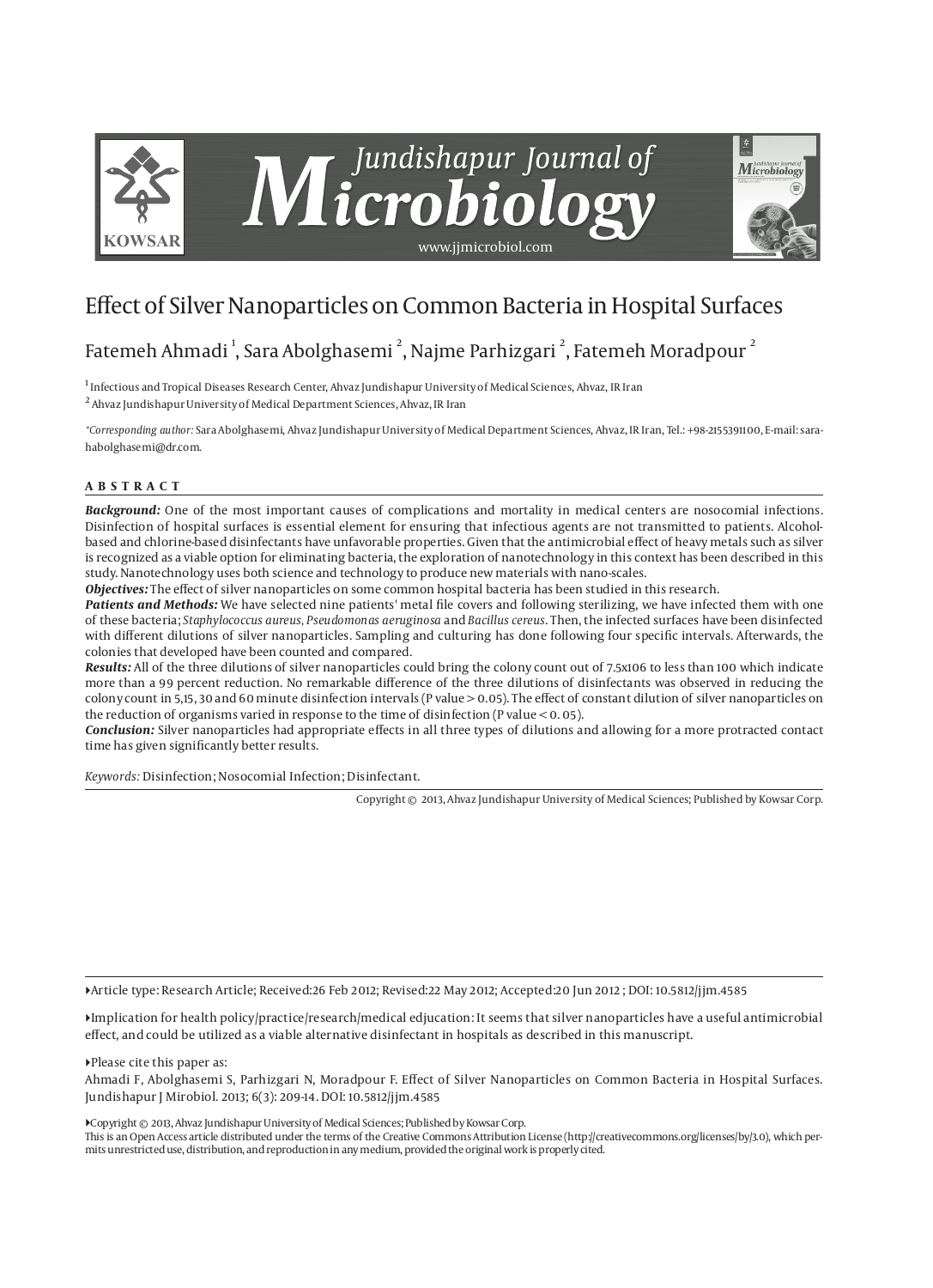# Effect of Silver Nanoparticles on Common Bacteria in Hospital Surfaces

Fatemeh Ahmadi [1], Sara Abolghasemi [2], Najme Parhizgari [2], Fatemeh Moradpour [2]

[1] Infectious and Tropical Diseases Research Center, Ahvaz Jundishapur University of Medical Sciences, Ahvaz, IR Iran

[2] Ahvaz Jundishapur University of Medical Department Sciences, Ahvaz, IR Iran

*\*Corresponding author:* Sara Abolghasemi, Ahvaz Jundishapur University of Medical Department Sciences, Ahvaz, IR Iran, Tel.: +98-2155391100, E-mail: sara-habolghasemi@dr.com.

## ABSTRACT

***Background:*** One of the most important causes of complications and mortality in medical centers are nosocomial infections. Disinfection of hospital surfaces is essential element for ensuring that infectious agents are not transmitted to patients. Alcohol-based and chlorine-based disinfectants have unfavorable properties. Given that the antimicrobial effect of heavy metals such as silver is recognized as a viable option for eliminating bacteria, the exploration of nanotechnology in this context has been described in this study. Nanotechnology uses both science and technology to produce new materials with nano-scales.

***Objectives:*** The effect of silver nanoparticles on some common hospital bacteria has been studied in this research.

***Patients and Methods:*** We have selected nine patients' metal file covers and following sterilizing, we have infected them with one of these bacteria; *Staphylococcus aureus*, *Pseudomonas aeruginosa* and *Bacillus cereus*. Then, the infected surfaces have been disinfected with different dilutions of silver nanoparticles. Sampling and culturing has done following four specific intervals. Afterwards, the colonies that developed have been counted and compared.

***Results:*** All of the three dilutions of silver nanoparticles could bring the colony count out of 7.5x106 to less than 100 which indicate more than a 99 percent reduction. No remarkable difference of the three dilutions of disinfectants was observed in reducing the colony count in 5,15, 30 and 60 minute disinfection intervals (P value > 0.05). The effect of constant dilution of silver nanoparticles on the reduction of organisms varied in response to the time of disinfection (P value < 0. 05).

***Conclusion:*** Silver nanoparticles had appropriate effects in all three types of dilutions and allowing for a more protracted contact time has given significantly better results.

*Keywords:* Disinfection; Nosocomial Infection; Disinfectant.

Copyright © 2013, Ahvaz Jundishapur University of Medical Sciences; Published by Kowsar Corp.

---

Article type: Research Article; Received:26 Feb 2012; Revised:22 May 2012; Accepted:20 Jun 2012 ; DOI: 10.5812/jjm.4585

Implication for health policy/practice/research/medical edjucation: It seems that silver nanoparticles have a useful antimicrobial effect, and could be utilized as a viable alternative disinfectant in hospitals as described in this manuscript.

Please cite this paper as:
Ahmadi F, Abolghasemi S, Parhizgari N, Moradpour F. Effect of Silver Nanoparticles on Common Bacteria in Hospital Surfaces. Jundishapur J Mirobiol. 2013; 6(3): 209-14. DOI: 10.5812/jjm.4585

Copyright © 2013, Ahvaz Jundishapur University of Medical Sciences; Published by Kowsar Corp.
This is an Open Access article distributed under the terms of the Creative Commons Attribution License (http://creativecommons.org/licenses/by/3.0), which permits unrestricted use, distribution, and reproduction in any medium, provided the original work is properly cited.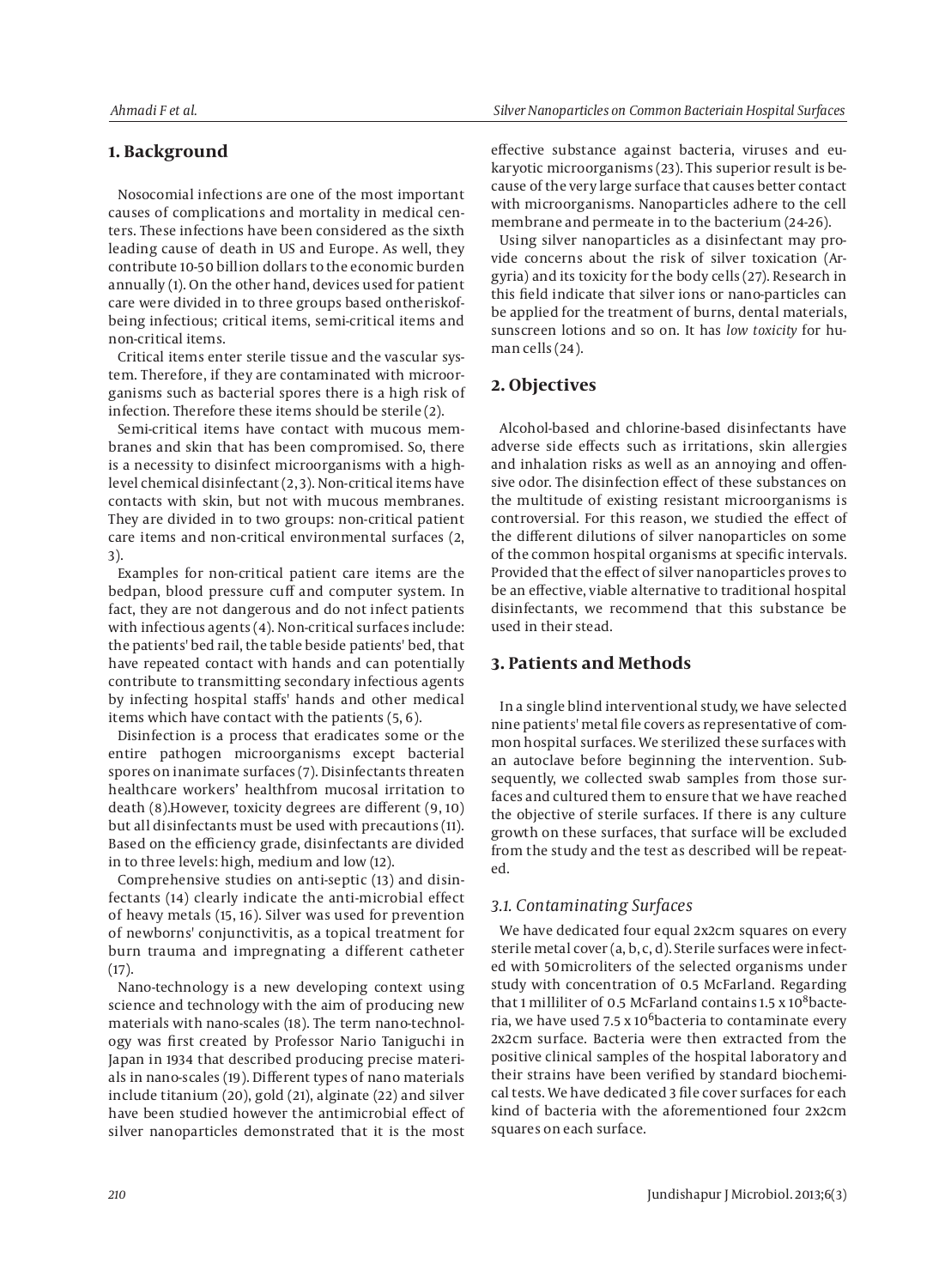## 1. Background

Nosocomial infections are one of the most important causes of complications and mortality in medical centers. These infections have been considered as the sixth leading cause of death in US and Europe. As well, they contribute 10-50 billion dollars to the economic burden annually (1). On the other hand, devices used for patient care were divided in to three groups based ontheriskofbeing infectious; critical items, semi-critical items and non-critical items.

Critical items enter sterile tissue and the vascular system. Therefore, if they are contaminated with microorganisms such as bacterial spores there is a high risk of infection. Therefore these items should be sterile (2).

Semi-critical items have contact with mucous membranes and skin that has been compromised. So, there is a necessity to disinfect microorganisms with a high-level chemical disinfectant (2, 3). Non-critical items have contacts with skin, but not with mucous membranes. They are divided in to two groups: non-critical patient care items and non-critical environmental surfaces (2, 3).

Examples for non-critical patient care items are the bedpan, blood pressure cuff and computer system. In fact, they are not dangerous and do not infect patients with infectious agents (4). Non-critical surfaces include: the patients' bed rail, the table beside patients' bed, that have repeated contact with hands and can potentially contribute to transmitting secondary infectious agents by infecting hospital staffs' hands and other medical items which have contact with the patients (5, 6).

Disinfection is a process that eradicates some or the entire pathogen microorganisms except bacterial spores on inanimate surfaces (7). Disinfectants threaten healthcare workers' healthfrom mucosal irritation to death (8).However, toxicity degrees are different (9, 10) but all disinfectants must be used with precautions (11). Based on the efficiency grade, disinfectants are divided in to three levels: high, medium and low (12).

Comprehensive studies on anti-septic (13) and disinfectants (14) clearly indicate the anti-microbial effect of heavy metals (15, 16). Silver was used for prevention of newborns' conjunctivitis, as a topical treatment for burn trauma and impregnating a different catheter (17).

Nano-technology is a new developing context using science and technology with the aim of producing new materials with nano-scales (18). The term nano-technology was first created by Professor Nario Taniguchi in Japan in 1934 that described producing precise materials in nano-scales (19). Different types of nano materials include titanium (20), gold (21), alginate (22) and silver have been studied however the antimicrobial effect of silver nanoparticles demonstrated that it is the most effective substance against bacteria, viruses and eukaryotic microorganisms (23). This superior result is because of the very large surface that causes better contact with microorganisms. Nanoparticles adhere to the cell membrane and permeate in to the bacterium (24-26).

Using silver nanoparticles as a disinfectant may provide concerns about the risk of silver toxication (Argyria) and its toxicity for the body cells (27). Research in this field indicate that silver ions or nano-particles can be applied for the treatment of burns, dental materials, sunscreen lotions and so on. It has *low toxicity* for human cells (24).

## 2. Objectives

Alcohol-based and chlorine-based disinfectants have adverse side effects such as irritations, skin allergies and inhalation risks as well as an annoying and offensive odor. The disinfection effect of these substances on the multitude of existing resistant microorganisms is controversial. For this reason, we studied the effect of the different dilutions of silver nanoparticles on some of the common hospital organisms at specific intervals. Provided that the effect of silver nanoparticles proves to be an effective, viable alternative to traditional hospital disinfectants, we recommend that this substance be used in their stead.

## 3. Patients and Methods

In a single blind interventional study, we have selected nine patients' metal file covers as representative of common hospital surfaces. We sterilized these surfaces with an autoclave before beginning the intervention. Subsequently, we collected swab samples from those surfaces and cultured them to ensure that we have reached the objective of sterile surfaces. If there is any culture growth on these surfaces, that surface will be excluded from the study and the test as described will be repeated.

### 3.1. Contaminating Surfaces

We have dedicated four equal 2x2cm squares on every sterile metal cover (a, b, c, d). Sterile surfaces were infected with 50microliters of the selected organisms under study with concentration of 0.5 McFarland. Regarding that 1 milliliter of 0.5 McFarland contains $1.5 \times 10^8$ bacteria, we have used $7.5 \times 10^6$ bacteria to contaminate every 2x2cm surface. Bacteria were then extracted from the positive clinical samples of the hospital laboratory and their strains have been verified by standard biochemical tests. We have dedicated 3 file cover surfaces for each kind of bacteria with the aforementioned four 2x2cm squares on each surface.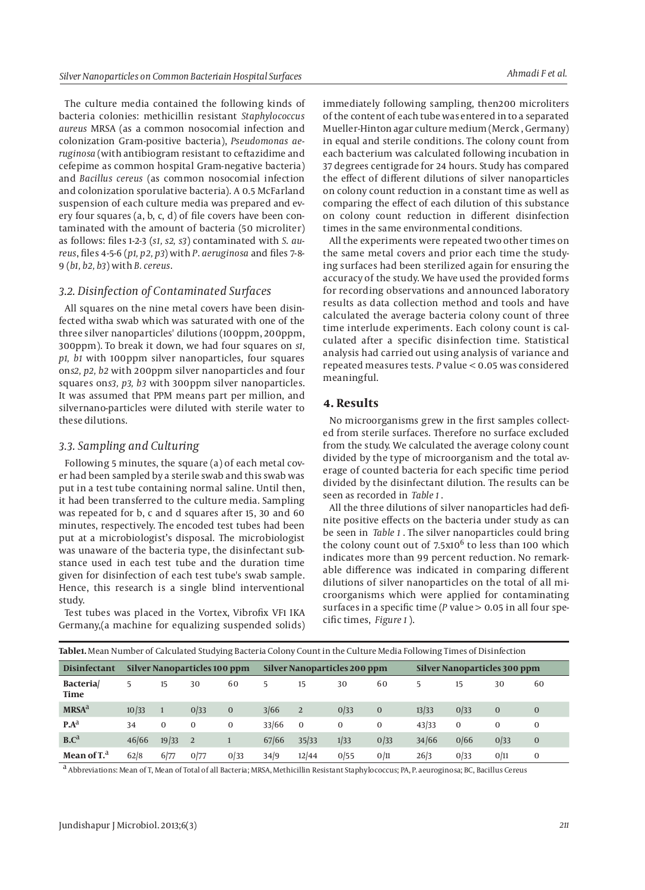The culture media contained the following kinds of bacteria colonies: methicillin resistant *Staphylococcus aureus* MRSA (as a common nosocomial infection and colonization Gram-positive bacteria), *Pseudomonas aeruginosa* (with antibiogram resistant to ceftazidime and cefepime as common hospital Gram-negative bacteria) and *Bacillus cereus* (as common nosocomial infection and colonization sporulative bacteria). A 0.5 McFarland suspension of each culture media was prepared and every four squares (a, b, c, d) of file covers have been contaminated with the amount of bacteria (50 microliter) as follows: files 1-2-3 (*s1, s2, s3*) contaminated with *S. aureus*, files 4-5-6 (*p1, p2, p3*) with *P. aeruginosa* and files 7-8-9 (*b1, b2, b3*) with *B. cereus*.

### 3.2. Disinfection of Contaminated Surfaces

All squares on the nine metal covers have been disinfected witha swab which was saturated with one of the three silver nanoparticles' dilutions (100ppm, 200ppm, 300ppm). To break it down, we had four squares on *s1, p1, b1* with 100ppm silver nanoparticles, four squares on*s2, p2, b2* with 200ppm silver nanoparticles and four squares on*s3, p3, b3* with 300ppm silver nanoparticles. It was assumed that PPM means part per million, and silvernano-particles were diluted with sterile water to these dilutions.

### 3.3. Sampling and Culturing

Following 5 minutes, the square (a) of each metal cover had been sampled by a sterile swab and this swab was put in a test tube containing normal saline. Until then, it had been transferred to the culture media. Sampling was repeated for b, c and d squares after 15, 30 and 60 minutes, respectively. The encoded test tubes had been put at a microbiologist's disposal. The microbiologist was unaware of the bacteria type, the disinfectant substance used in each test tube and the duration time given for disinfection of each test tube's swab sample. Hence, this research is a single blind interventional study.

Test tubes was placed in the Vortex, Vibrofix VF1 IKA Germany,(a machine for equalizing suspended solids) immediately following sampling, then200 microliters of the content of each tube was entered in to a separated Mueller-Hinton agar culture medium (Merck , Germany) in equal and sterile conditions. The colony count from each bacterium was calculated following incubation in 37 degrees centigrade for 24 hours. Study has compared the effect of different dilutions of silver nanoparticles on colony count reduction in a constant time as well as comparing the effect of each dilution of this substance on colony count reduction in different disinfection times in the same environmental conditions.

All the experiments were repeated two other times on the same metal covers and prior each time the studying surfaces had been sterilized again for ensuring the accuracy of the study. We have used the provided forms for recording observations and announced laboratory results as data collection method and tools and have calculated the average bacteria colony count of three time interlude experiments. Each colony count is calculated after a specific disinfection time. Statistical analysis had carried out using analysis of variance and repeated measures tests. *P* value < 0.05 was considered meaningful.

## 4. Results

No microorganisms grew in the first samples collected from sterile surfaces. Therefore no surface excluded from the study. We calculated the average colony count divided by the type of microorganism and the total average of counted bacteria for each specific time period divided by the disinfectant dilution. The results can be seen as recorded in *Table 1* .

All the three dilutions of silver nanoparticles had definite positive effects on the bacteria under study as can be seen in *Table 1* . The silver nanoparticles could bring the colony count out of $7.5 \times 10^6$ to less than 100 which indicates more than 99 percent reduction. No remarkable difference was indicated in comparing different dilutions of silver nanoparticles on the total of all microorganisms which were applied for contaminating surfaces in a specific time (*P* value > 0.05 in all four specific times, *Figure 1* ).

**Table1.** Mean Number of Calculated Studying Bacteria Colony Count in the Culture Media Following Times of Disinfection

| Disinfectant | Silver Nanoparticles 100 ppm | | | | Silver Nanoparticles 200 ppm | | | | Silver Nanoparticles 300 ppm | | | |
|---|---|---|---|---|---|---|---|---|---|---|---|---|
| Bacteria/ Time | 5 | 15 | 30 | 60 | 5 | 15 | 30 | 60 | 5 | 15 | 30 | 60 |
| MRSA[a] | 10/33 | 1 | 0/33 | 0 | 3/66 | 2 | 0/33 | 0 | 13/33 | 0/33 | 0 | 0 |
| P.A[a] | 34 | 0 | 0 | 0 | 33/66 | 0 | 0 | 0 | 43/33 | 0 | 0 | 0 |
| B.C[a] | 46/66 | 19/33 | 2 | 1 | 67/66 | 35/33 | 1/33 | 0/33 | 34/66 | 0/66 | 0/33 | 0 |
| Mean of T.[a] | 62/8 | 6/77 | 0/77 | 0/33 | 34/9 | 12/44 | 0/55 | 0/11 | 26/3 | 0/33 | 0/11 | 0 |

[a] Abbreviations: Mean of T, Mean of Total of all Bacteria; MRSA, Methicillin Resistant Staphylococcus; PA, P. aeuroginosa; BC, Bacillus Cereus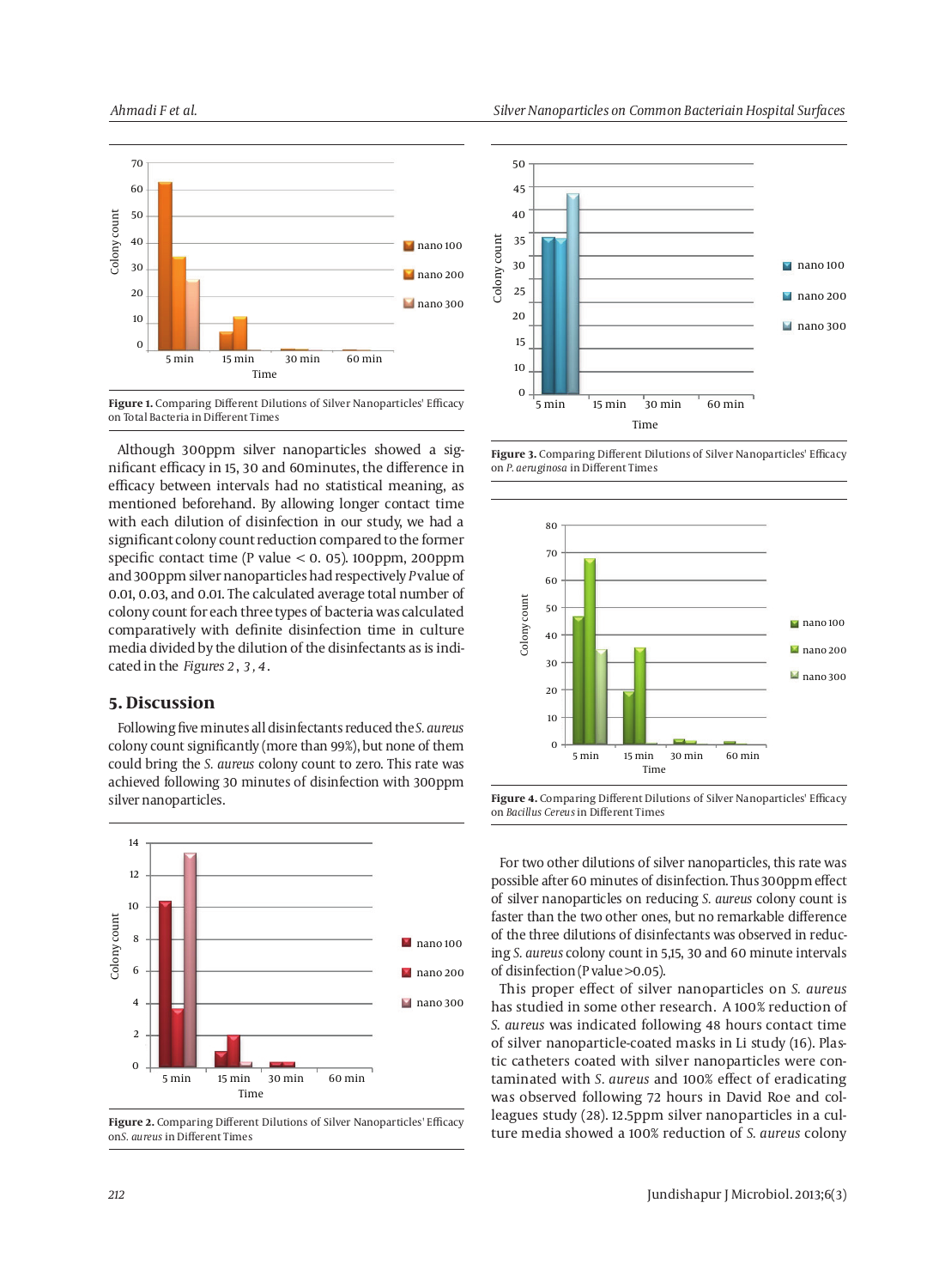Figure 1. Comparing Different Dilutions of Silver Nanoparticles' Efficacy on Total Bacteria in Different Times

Although 300ppm silver nanoparticles showed a significant efficacy in 15, 30 and 60minutes, the difference in efficacy between intervals had no statistical meaning, as mentioned beforehand. By allowing longer contact time with each dilution of disinfection in our study, we had a significant colony count reduction compared to the former specific contact time (P value < 0. 05). 100ppm, 200ppm and 300ppm silver nanoparticles had respectively *P* value of 0.01, 0.03, and 0.01. The calculated average total number of colony count for each three types of bacteria was calculated comparatively with definite disinfection time in culture media divided by the dilution of the disinfectants as is indicated in the *Figures 2*, *3*, *4*.

## 5. Discussion

Following five minutes all disinfectants reduced the *S. aureus* colony count significantly (more than 99%), but none of them could bring the *S. aureus* colony count to zero. This rate was achieved following 30 minutes of disinfection with 300ppm silver nanoparticles.

Figure 2. Comparing Different Dilutions of Silver Nanoparticles' Efficacy on *S. aureus* in Different Times

Figure 3. Comparing Different Dilutions of Silver Nanoparticles' Efficacy on *P. aeruginosa* in Different Times

Figure 4. Comparing Different Dilutions of Silver Nanoparticles' Efficacy on *Bacillus Cereus* in Different Times

For two other dilutions of silver nanoparticles, this rate was possible after 60 minutes of disinfection. Thus 300ppm effect of silver nanoparticles on reducing *S. aureus* colony count is faster than the two other ones, but no remarkable difference of the three dilutions of disinfectants was observed in reducing *S. aureus* colony count in 5,15, 30 and 60 minute intervals of disinfection (P value >0.05).

This proper effect of silver nanoparticles on *S. aureus* has studied in some other research. A 100% reduction of *S. aureus* was indicated following 48 hours contact time of silver nanoparticle-coated masks in Li study (16). Plastic catheters coated with silver nanoparticles were contaminated with *S. aureus* and 100% effect of eradicating was observed following 72 hours in David Roe and colleagues study (28). 12.5ppm silver nanoparticles in a culture media showed a 100% reduction of *S. aureus* colony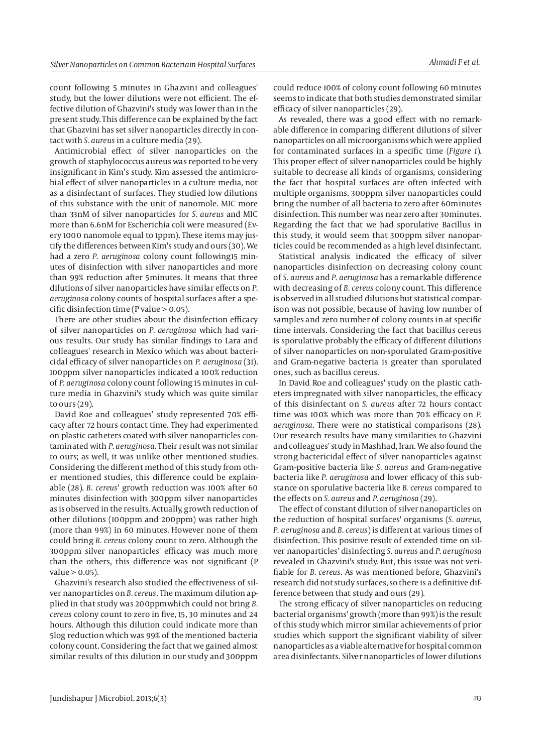count following 5 minutes in Ghazvini and colleagues' study, but the lower dilutions were not efficient. The effective dilution of Ghazvini's study was lower than in the present study. This difference can be explained by the fact that Ghazvini has set silver nanoparticles directly in contact with *S. aureus* in a culture media (29).

Antimicrobial effect of silver nanoparticles on the growth of staphylococcus aureus was reported to be very insignificant in Kim's study. Kim assessed the antimicrobial effect of silver nanoparticles in a culture media, not as a disinfectant of surfaces. They studied low dilutions of this substance with the unit of nanomole. MIC more than 33nM of silver nanoparticles for *S. aureus* and MIC more than 6.6nM for Escherichia coli were measured (Every 1000 nanomole equal to 1ppm). These items may justify the differences between Kim's study and ours (30). We had a zero *P. aeruginosa* colony count following15 minutes of disinfection with silver nanoparticles and more than 99% reduction after 5minutes. It means that three dilutions of silver nanoparticles have similar effects on *P. aeruginosa* colony counts of hospital surfaces after a specific disinfection time (P value > 0.05).

There are other studies about the disinfection efficacy of silver nanoparticles on *P. aeruginosa* which had various results. Our study has similar findings to Lara and colleagues' research in Mexico which was about bactericidal efficacy of silver nanoparticles on *P. aeruginosa* (31). 100ppm silver nanoparticles indicated a 100% reduction of *P. aeruginosa* colony count following 15 minutes in culture media in Ghazvini's study which was quite similar to ours (29).

David Roe and colleagues' study represented 70% efficacy after 72 hours contact time. They had experimented on plastic catheters coated with silver nanoparticles contaminated with *P. aeruginosa*. Their result was not similar to ours; as well, it was unlike other mentioned studies. Considering the different method of this study from other mentioned studies, this difference could be explainable (28). *B. cereus*' growth reduction was 100% after 60 minutes disinfection with 300ppm silver nanoparticles as is observed in the results. Actually, growth reduction of other dilutions (100ppm and 200ppm) was rather high (more than 99%) in 60 minutes. However none of them could bring *B. cereus* colony count to zero. Although the 300ppm silver nanoparticles' efficacy was much more than the others, this difference was not significant (P value > 0.05).

Ghazvini's research also studied the effectiveness of silver nanoparticles on *B. cereus*. The maximum dilution applied in that study was 200ppmwhich could not bring *B. cereus* colony count to zero in five, 15, 30 minutes and 24 hours. Although this dilution could indicate more than 5log reduction which was 99% of the mentioned bacteria colony count. Considering the fact that we gained almost similar results of this dilution in our study and 300ppm could reduce 100% of colony count following 60 minutes seems to indicate that both studies demonstrated similar efficacy of silver nanoparticles (29).

As revealed, there was a good effect with no remarkable difference in comparing different dilutions of silver nanoparticles on all microorganisms which were applied for contaminated surfaces in a specific time (*Figure 1*). This proper effect of silver nanoparticles could be highly suitable to decrease all kinds of organisms, considering the fact that hospital surfaces are often infected with multiple organisms. 300ppm silver nanoparticles could bring the number of all bacteria to zero after 60minutes disinfection. This number was near zero after 30minutes. Regarding the fact that we had sporulative Bacillus in this study, it would seem that 300ppm silver nanoparticles could be recommended as a high level disinfectant.

Statistical analysis indicated the efficacy of silver nanoparticles disinfection on decreasing colony count of *S. aureus* and *P. aeruginosa* has a remarkable difference with decreasing of *B. cereus* colony count. This difference is observed in all studied dilutions but statistical comparison was not possible, because of having low number of samples and zero number of colony counts in at specific time intervals. Considering the fact that bacillus cereus is sporulative probably the efficacy of different dilutions of silver nanoparticles on non-sporulated Gram-positive and Gram-negative bacteria is greater than sporulated ones, such as bacillus cereus.

In David Roe and colleagues' study on the plastic catheters impregnated with silver nanoparticles, the efficacy of this disinfectant on *S. aureus* after 72 hours contact time was 100% which was more than 70% efficacy on *P. aeruginosa*. There were no statistical comparisons (28). Our research results have many similarities to Ghazvini and colleagues' study in Mashhad, Iran. We also found the strong bactericidal effect of silver nanoparticles against Gram-positive bacteria like *S. aureus* and Gram-negative bacteria like *P. aeruginosa* and lower efficacy of this substance on sporulative bacteria like *B. cereus* compared to the effects on *S. aureus* and *P. aeruginosa* (29).

The effect of constant dilution of silver nanoparticles on the reduction of hospital surfaces' organisms (*S. aureus*, *P. aeruginosa* and *B. cereus*) is different at various times of disinfection. This positive result of extended time on silver nanoparticles' disinfecting *S. aureus* and *P. aeruginosa* revealed in Ghazvini's study. But, this issue was not verifiable for *B. cereus*. As was mentioned before, Ghazvini's research did not study surfaces, so there is a definitive difference between that study and ours (29).

The strong efficacy of silver nanoparticles on reducing bacterial organisms' growth (more than 99%) is the result of this study which mirror similar achievements of prior studies which support the significant viability of silver nanoparticles as a viable alternative for hospital common area disinfectants. Silver nanoparticles of lower dilutions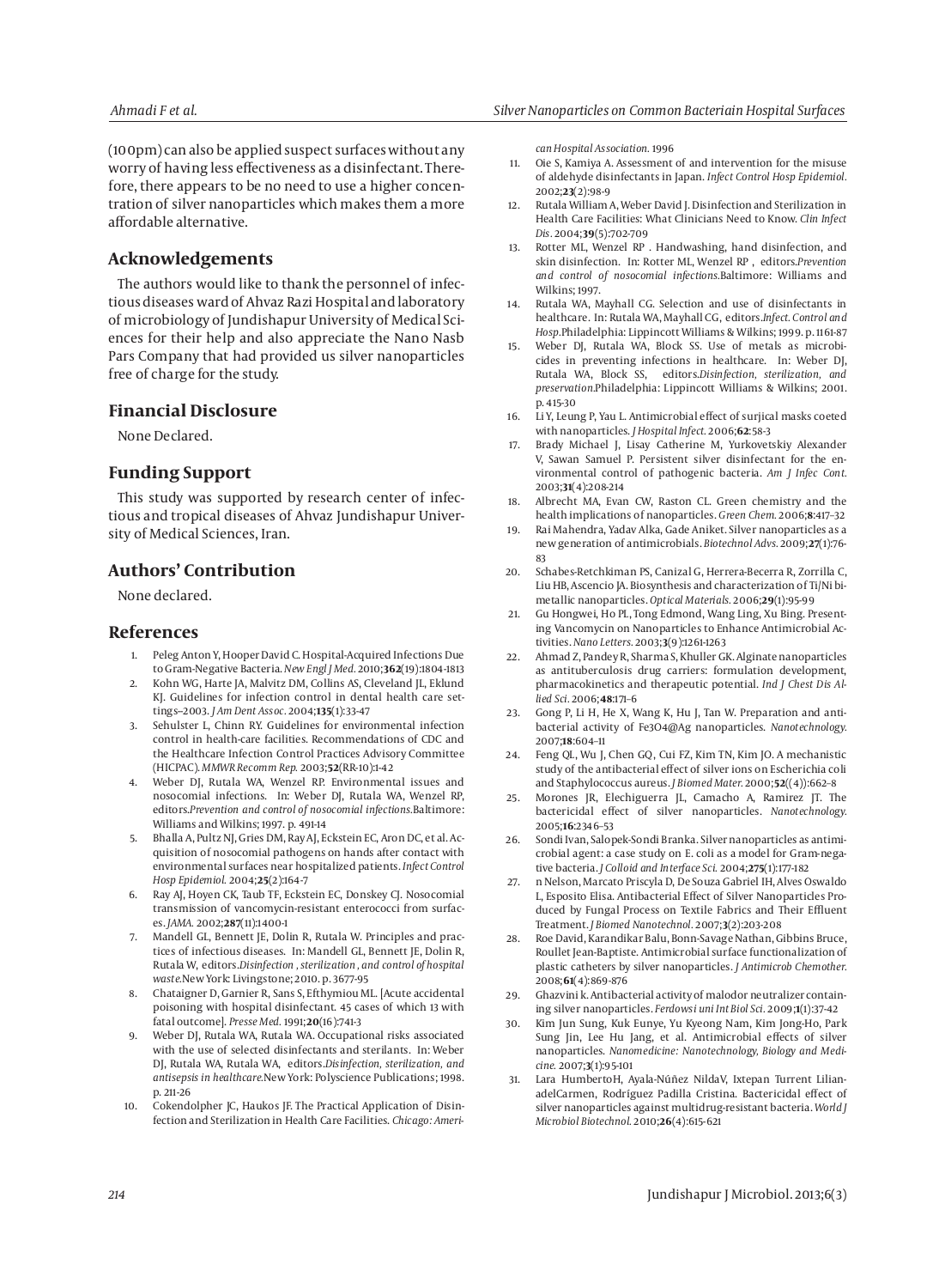(100pm) can also be applied suspect surfaces without any worry of having less effectiveness as a disinfectant. Therefore, there appears to be no need to use a higher concentration of silver nanoparticles which makes them a more affordable alternative.

## Acknowledgements

The authors would like to thank the personnel of infectious diseases ward of Ahvaz Razi Hospital and laboratory of microbiology of Jundishapur University of Medical Sciences for their help and also appreciate the Nano Nasb Pars Company that had provided us silver nanoparticles free of charge for the study.

## Financial Disclosure

None Declared.

## Funding Support

This study was supported by research center of infectious and tropical diseases of Ahvaz Jundishapur University of Medical Sciences, Iran.

## Authors' Contribution

None declared.

## References

1. Peleg Anton Y, Hooper David C. Hospital-Acquired Infections Due to Gram-Negative Bacteria. *New Engl J Med.* 2010;**362**(19):1804-1813
2. Kohn WG, Harte JA, Malvitz DM, Collins AS, Cleveland JL, Eklund KJ. Guidelines for infection control in dental health care settings--2003. *J Am Dent Assoc.* 2004;**135**(1):33-47
3. Sehulster L, Chinn RY. Guidelines for environmental infection control in health-care facilities. Recommendations of CDC and the Healthcare Infection Control Practices Advisory Committee (HICPAC). *MMWR Recomm Rep.* 2003;**52**(RR-10):1-42
4. Weber DJ, Rutala WA, Wenzel RP. Environmental issues and nosocomial infections. In: Weber DJ, Rutala WA, Wenzel RP, editors.*Prevention and control of nosocomial infections.*Baltimore: Williams and Wilkins; 1997. p. 491-14
5. Bhalla A, Pultz NJ, Gries DM, Ray AJ, Eckstein EC, Aron DC, et al. Acquisition of nosocomial pathogens on hands after contact with environmental surfaces near hospitalized patients. *Infect Control Hosp Epidemiol.* 2004;**25**(2):164-7
6. Ray AJ, Hoyen CK, Taub TF, Eckstein EC, Donskey CJ. Nosocomial transmission of vancomycin-resistant enterococci from surfaces. *JAMA.* 2002;**287**(11):1400-1
7. Mandell GL, Bennett JE, Dolin R, Rutala W. Principles and practices of infectious diseases. In: Mandell GL, Bennett JE, Dolin R, Rutala W, editors.*Disinfection , sterilization , and control of hospital waste.*New York: Livingstone; 2010. p. 3677-95
8. Chataigner D, Garnier R, Sans S, Efthymiou ML. [Acute accidental poisoning with hospital disinfectant. 45 cases of which 13 with fatal outcome]. *Presse Med.* 1991;**20**(16):741-3
9. Weber DJ, Rutala WA, Rutala WA. Occupational risks associated with the use of selected disinfectants and sterilants. In: Weber DJ, Rutala WA, Rutala WA, editors.*Disinfection, sterilization, and antisepsis in healthcare.*New York: Polyscience Publications; 1998. p. 211-26
10. Cokendolpher JC, Haukos JF. The Practical Application of Disinfection and Sterilization in Health Care Facilities. *Chicago: American Hospital Association.* 1996
11. Oie S, Kamiya A. Assessment of and intervention for the misuse of aldehyde disinfectants in Japan. *Infect Control Hosp Epidemiol.* 2002;**23**(2):98-9
12. Rutala William A, Weber David J. Disinfection and Sterilization in Health Care Facilities: What Clinicians Need to Know. *Clin Infect Dis.* 2004;**39**(5):702-709
13. Rotter ML, Wenzel RP . Handwashing, hand disinfection, and skin disinfection. In: Rotter ML, Wenzel RP , editors.*Prevention and control of nosocomial infections.*Baltimore: Williams and Wilkins; 1997.
14. Rutala WA, Mayhall CG. Selection and use of disinfectants in healthcare. In: Rutala WA, Mayhall CG, editors.*Infect. Control and Hosp.*Philadelphia: Lippincott Williams & Wilkins; 1999. p. 1161-87
15. Weber DJ, Rutala WA, Block SS. Use of metals as microbicides in preventing infections in healthcare. In: Weber DJ, Rutala WA, Block SS, editors.*Disinfection, sterilization, and preservation.*Philadelphia: Lippincott Williams & Wilkins; 2001. p. 415-30
16. Li Y, Leung P, Yau L. Antimicrobial effect of surjical masks coeted with nanoparticles. *J Hospital Infect.* 2006;**62**:58-3
17. Brady Michael J, Lisay Catherine M, Yurkovetskiy Alexander V, Sawan Samuel P. Persistent silver disinfectant for the environmental control of pathogenic bacteria. *Am J Infec Cont.* 2003;**31**(4):208-214
18. Albrecht MA, Evan CW, Raston CL. Green chemistry and the health implications of nanoparticles. *Green Chem.* 2006;**8**:417–32
19. Rai Mahendra, Yadav Alka, Gade Aniket. Silver nanoparticles as a new generation of antimicrobials. *Biotechnol Advs.* 2009;**27**(1):76-83
20. Schabes-Retchkiman PS, Canizal G, Herrera-Becerra R, Zorrilla C, Liu HB, Ascencio JA. Biosynthesis and characterization of Ti/Ni bimetallic nanoparticles. *Optical Materials.* 2006;**29**(1):95-99
21. Gu Hongwei, Ho PL, Tong Edmond, Wang Ling, Xu Bing. Presenting Vancomycin on Nanoparticles to Enhance Antimicrobial Activities. *Nano Letters.* 2003;**3**(9):1261-1263
22. Ahmad Z, Pandey R, Sharma S, Khuller GK. Alginate nanoparticles as antituberculosis drug carriers: formulation development, pharmacokinetics and therapeutic potential. *Ind J Chest Dis Allied Sci.* 2006;**48**:171–6
23. Gong P, Li H, He X, Wang K, Hu J, Tan W. Preparation and antibacterial activity of Fe3O4@Ag nanoparticles. *Nanotechnology.* 2007;**18**:604–11
24. Feng QL, Wu J, Chen GQ, Cui FZ, Kim TN, Kim JO. A mechanistic study of the antibacterial effect of silver ions on Escherichia coli and Staphylococcus aureus. *J Biomed Mater.* 2000;**52**((4)):662–8
25. Morones JR, Elechiguerra JL, Camacho A, Ramirez JT. The bactericidal effect of silver nanoparticles. *Nanotechnology.* 2005;**16**:2346–53
26. Sondi Ivan, Salopek-Sondi Branka. Silver nanoparticles as antimicrobial agent: a case study on E. coli as a model for Gram-negative bacteria. *J Colloid and Interface Sci.* 2004;**275**(1):177-182
27. n Nelson, Marcato Priscyla D, De Souza Gabriel IH, Alves Oswaldo L, Esposito Elisa. Antibacterial Effect of Silver Nanoparticles Produced by Fungal Process on Textile Fabrics and Their Effluent Treatment. *J Biomed Nanotechnol.* 2007;**3**(2):203-208
28. Roe David, Karandikar Balu, Bonn-Savage Nathan, Gibbins Bruce, Roullet Jean-Baptiste. Antimicrobial surface functionalization of plastic catheters by silver nanoparticles. *J Antimicrob Chemother.* 2008;**61**(4):869-876
29. Ghazvini k. Antibacterial activity of malodor neutralizer containing silver nanoparticles. *Ferdowsi uni Int Biol Sci.* 2009;**1**(1):37-42
30. Kim Jun Sung, Kuk Eunye, Yu Kyeong Nam, Kim Jong-Ho, Park Sung Jin, Lee Hu Jang, et al. Antimicrobial effects of silver nanoparticles. *Nanomedicine: Nanotechnology, Biology and Medicine.* 2007;**3**(1):95-101
31. Lara HumbertoH, Ayala-Núñez NildaV, Ixtepan Turrent LilianadelCarmen, Rodríguez Padilla Cristina. Bactericidal effect of silver nanoparticles against multidrug-resistant bacteria. *World J Microbiol Biotechnol.* 2010;**26**(4):615-621